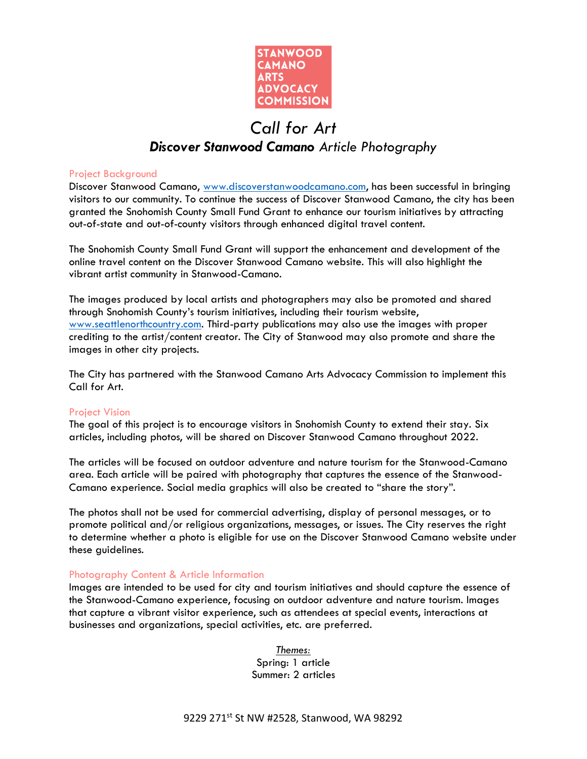STANWOOD CAMANO ARTS ADVOCACY COMMISSION

# *Call for Art*

## ***Discover Stanwood Camano*** *Article Photography*

### Project Background

Discover Stanwood Camano, www.discoverstanwoodcamano.com, has been successful in bringing visitors to our community. To continue the success of Discover Stanwood Camano, the city has been granted the Snohomish County Small Fund Grant to enhance our tourism initiatives by attracting out-of-state and out-of-county visitors through enhanced digital travel content.

The Snohomish County Small Fund Grant will support the enhancement and development of the online travel content on the Discover Stanwood Camano website. This will also highlight the vibrant artist community in Stanwood-Camano.

The images produced by local artists and photographers may also be promoted and shared through Snohomish County's tourism initiatives, including their tourism website, www.seattlenorthcountry.com. Third-party publications may also use the images with proper crediting to the artist/content creator. The City of Stanwood may also promote and share the images in other city projects.

The City has partnered with the Stanwood Camano Arts Advocacy Commission to implement this Call for Art.

### Project Vision

The goal of this project is to encourage visitors in Snohomish County to extend their stay. Six articles, including photos, will be shared on Discover Stanwood Camano throughout 2022.

The articles will be focused on outdoor adventure and nature tourism for the Stanwood-Camano area. Each article will be paired with photography that captures the essence of the Stanwood-Camano experience. Social media graphics will also be created to "share the story".

The photos shall not be used for commercial advertising, display of personal messages, or to promote political and/or religious organizations, messages, or issues. The City reserves the right to determine whether a photo is eligible for use on the Discover Stanwood Camano website under these guidelines.

### Photography Content & Article Information

Images are intended to be used for city and tourism initiatives and should capture the essence of the Stanwood-Camano experience, focusing on outdoor adventure and nature tourism. Images that capture a vibrant visitor experience, such as attendees at special events, interactions at businesses and organizations, special activities, etc. are preferred.

*Themes:*

Spring: 1 article

Summer: 2 articles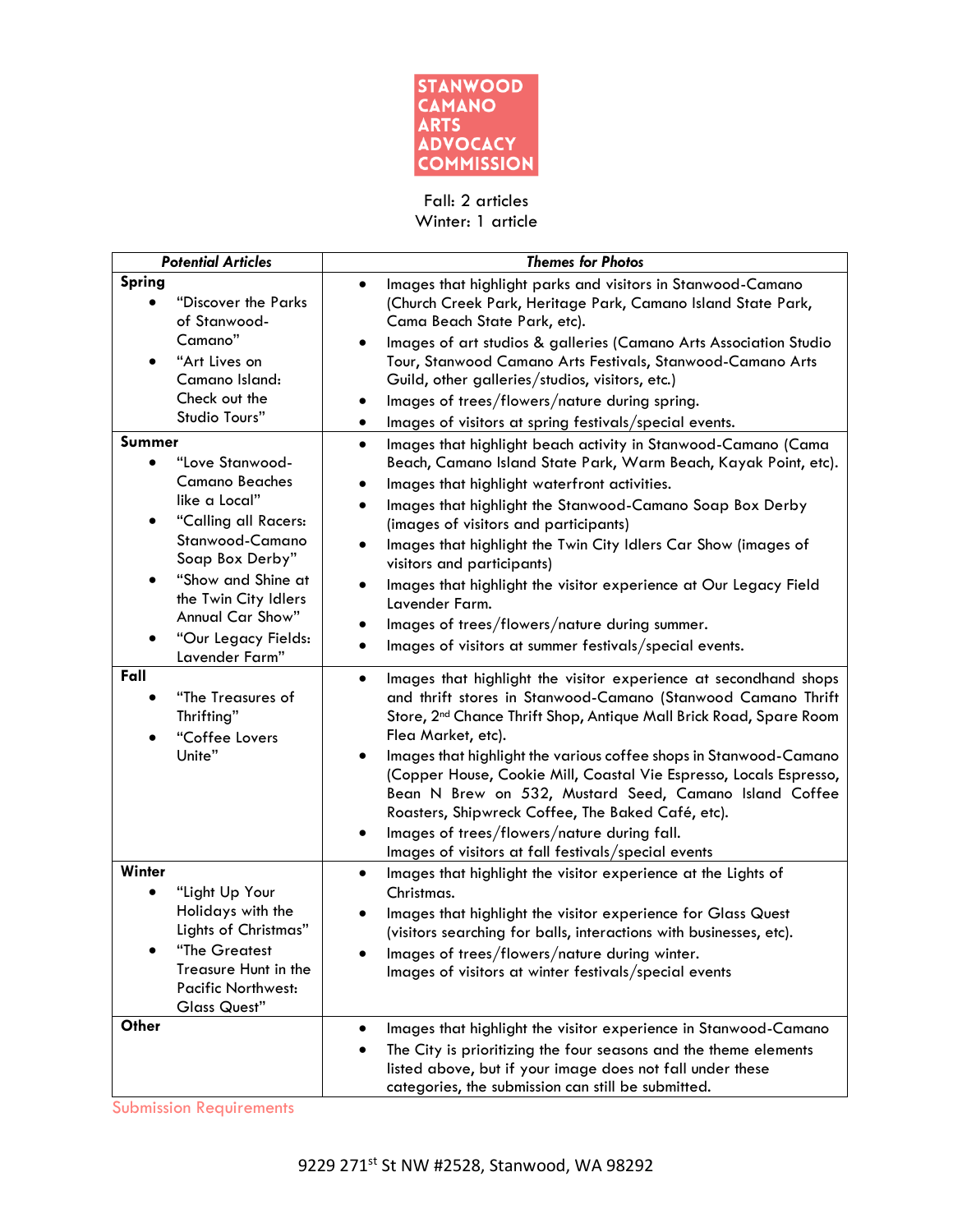STANWOOD CAMANO ARTS ADVOCACY COMMISSION

Fall: 2 articles
Winter: 1 article

| ***Potential Articles*** | ***Themes for Photos*** |
|---|---|
| **Spring**<br>• "Discover the Parks of Stanwood-Camano"<br>• "Art Lives on Camano Island: Check out the Studio Tours" | • Images that highlight parks and visitors in Stanwood-Camano (Church Creek Park, Heritage Park, Camano Island State Park, Cama Beach State Park, etc).<br>• Images of art studios & galleries (Camano Arts Association Studio Tour, Stanwood Camano Arts Festivals, Stanwood-Camano Arts Guild, other galleries/studios, visitors, etc.)<br>• Images of trees/flowers/nature during spring.<br>• Images of visitors at spring festivals/special events. |
| **Summer**<br>• "Love Stanwood-Camano Beaches like a Local"<br>• "Calling all Racers: Stanwood-Camano Soap Box Derby"<br>• "Show and Shine at the Twin City Idlers Annual Car Show"<br>• "Our Legacy Fields: Lavender Farm" | • Images that highlight beach activity in Stanwood-Camano (Cama Beach, Camano Island State Park, Warm Beach, Kayak Point, etc).<br>• Images that highlight waterfront activities.<br>• Images that highlight the Stanwood-Camano Soap Box Derby (images of visitors and participants)<br>• Images that highlight the Twin City Idlers Car Show (images of visitors and participants)<br>• Images that highlight the visitor experience at Our Legacy Field Lavender Farm.<br>• Images of trees/flowers/nature during summer.<br>• Images of visitors at summer festivals/special events. |
| **Fall**<br>• "The Treasures of Thrifting"<br>• "Coffee Lovers Unite" | • Images that highlight the visitor experience at secondhand shops and thrift stores in Stanwood-Camano (Stanwood Camano Thrift Store, 2nd Chance Thrift Shop, Antique Mall Brick Road, Spare Room Flea Market, etc).<br>• Images that highlight the various coffee shops in Stanwood-Camano (Copper House, Cookie Mill, Coastal Vie Espresso, Locals Espresso, Bean N Brew on 532, Mustard Seed, Camano Island Coffee Roasters, Shipwreck Coffee, The Baked Café, etc).<br>• Images of trees/flowers/nature during fall.<br>Images of visitors at fall festivals/special events |
| **Winter**<br>• "Light Up Your Holidays with the Lights of Christmas"<br>• "The Greatest Treasure Hunt in the Pacific Northwest: Glass Quest" | • Images that highlight the visitor experience at the Lights of Christmas.<br>• Images that highlight the visitor experience for Glass Quest (visitors searching for balls, interactions with businesses, etc).<br>• Images of trees/flowers/nature during winter.<br>Images of visitors at winter festivals/special events |
| **Other** | • Images that highlight the visitor experience in Stanwood-Camano<br>• The City is prioritizing the four seasons and the theme elements listed above, but if your image does not fall under these categories, the submission can still be submitted. |

Submission Requirements

9229 271st St NW #2528, Stanwood, WA 98292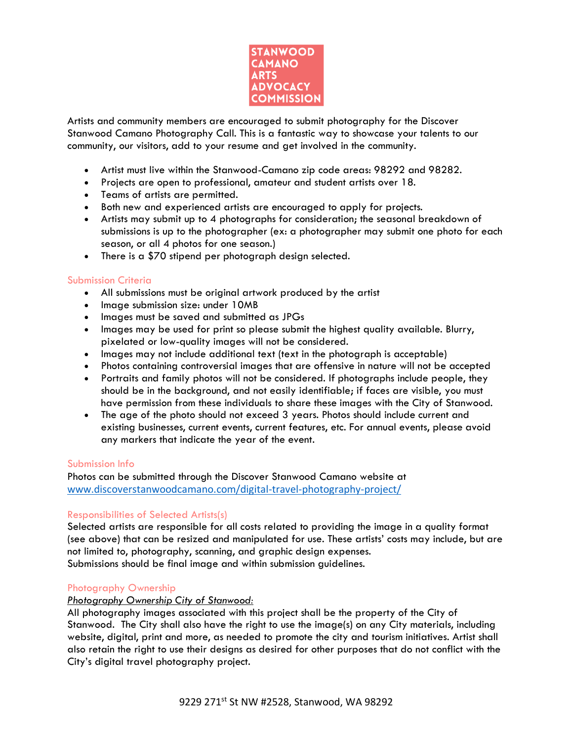STANWOOD CAMANO ARTS ADVOCACY COMMISSION

Artists and community members are encouraged to submit photography for the Discover Stanwood Camano Photography Call. This is a fantastic way to showcase your talents to our community, our visitors, add to your resume and get involved in the community.

- Artist must live within the Stanwood-Camano zip code areas: 98292 and 98282.
- Projects are open to professional, amateur and student artists over 18.
- Teams of artists are permitted.
- Both new and experienced artists are encouraged to apply for projects.
- Artists may submit up to 4 photographs for consideration; the seasonal breakdown of submissions is up to the photographer (ex: a photographer may submit one photo for each season, or all 4 photos for one season.)
- There is a $70 stipend per photograph design selected.

## Submission Criteria

- All submissions must be original artwork produced by the artist
- Image submission size: under 10MB
- Images must be saved and submitted as JPGs
- Images may be used for print so please submit the highest quality available. Blurry, pixelated or low-quality images will not be considered.
- Images may not include additional text (text in the photograph is acceptable)
- Photos containing controversial images that are offensive in nature will not be accepted
- Portraits and family photos will not be considered. If photographs include people, they should be in the background, and not easily identifiable; if faces are visible, you must have permission from these individuals to share these images with the City of Stanwood.
- The age of the photo should not exceed 3 years. Photos should include current and existing businesses, current events, current features, etc. For annual events, please avoid any markers that indicate the year of the event.

## Submission Info

Photos can be submitted through the Discover Stanwood Camano website at www.discoverstanwoodcamano.com/digital-travel-photography-project/

## Responsibilities of Selected Artists(s)

Selected artists are responsible for all costs related to providing the image in a quality format (see above) that can be resized and manipulated for use. These artists' costs may include, but are not limited to, photography, scanning, and graphic design expenses.
Submissions should be final image and within submission guidelines.

## Photography Ownership

*Photography Ownership City of Stanwood:*

All photography images associated with this project shall be the property of the City of Stanwood. The City shall also have the right to use the image(s) on any City materials, including website, digital, print and more, as needed to promote the city and tourism initiatives. Artist shall also retain the right to use their designs as desired for other purposes that do not conflict with the City's digital travel photography project.

9229 271st St NW #2528, Stanwood, WA 98292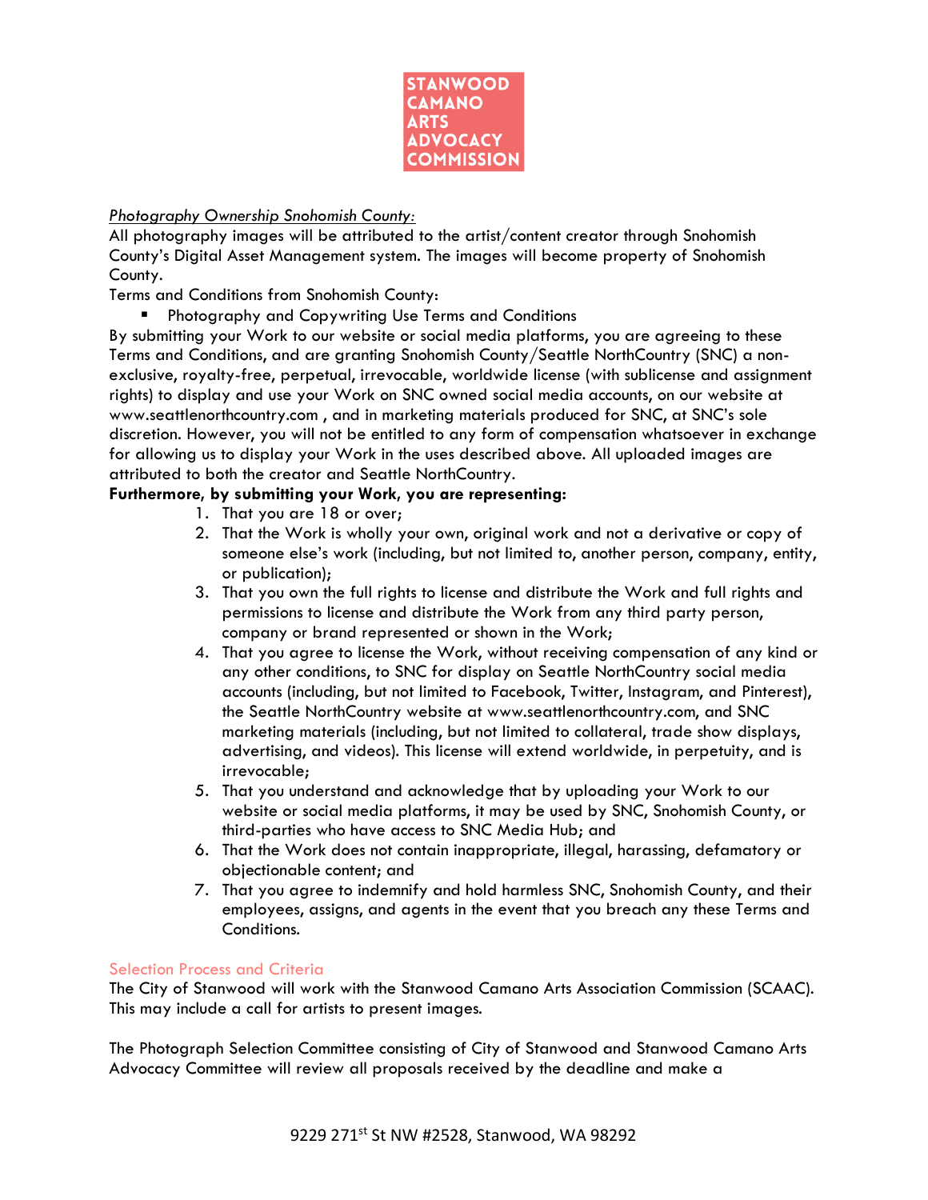STANWOOD CAMANO ARTS ADVOCACY COMMISSION

*Photography Ownership Snohomish County:*

All photography images will be attributed to the artist/content creator through Snohomish County's Digital Asset Management system. The images will become property of Snohomish County.

Terms and Conditions from Snohomish County:

- Photography and Copywriting Use Terms and Conditions

By submitting your Work to our website or social media platforms, you are agreeing to these Terms and Conditions, and are granting Snohomish County/Seattle NorthCountry (SNC) a non-exclusive, royalty-free, perpetual, irrevocable, worldwide license (with sublicense and assignment rights) to display and use your Work on SNC owned social media accounts, on our website at www.seattlenorthcountry.com , and in marketing materials produced for SNC, at SNC's sole discretion. However, you will not be entitled to any form of compensation whatsoever in exchange for allowing us to display your Work in the uses described above. All uploaded images are attributed to both the creator and Seattle NorthCountry.

**Furthermore, by submitting your Work, you are representing:**

1. That you are 18 or over;
2. That the Work is wholly your own, original work and not a derivative or copy of someone else's work (including, but not limited to, another person, company, entity, or publication);
3. That you own the full rights to license and distribute the Work and full rights and permissions to license and distribute the Work from any third party person, company or brand represented or shown in the Work;
4. That you agree to license the Work, without receiving compensation of any kind or any other conditions, to SNC for display on Seattle NorthCountry social media accounts (including, but not limited to Facebook, Twitter, Instagram, and Pinterest), the Seattle NorthCountry website at www.seattlenorthcountry.com, and SNC marketing materials (including, but not limited to collateral, trade show displays, advertising, and videos). This license will extend worldwide, in perpetuity, and is irrevocable;
5. That you understand and acknowledge that by uploading your Work to our website or social media platforms, it may be used by SNC, Snohomish County, or third-parties who have access to SNC Media Hub; and
6. That the Work does not contain inappropriate, illegal, harassing, defamatory or objectionable content; and
7. That you agree to indemnify and hold harmless SNC, Snohomish County, and their employees, assigns, and agents in the event that you breach any these Terms and Conditions.

## Selection Process and Criteria

The City of Stanwood will work with the Stanwood Camano Arts Association Commission (SCAAC). This may include a call for artists to present images.

The Photograph Selection Committee consisting of City of Stanwood and Stanwood Camano Arts Advocacy Committee will review all proposals received by the deadline and make a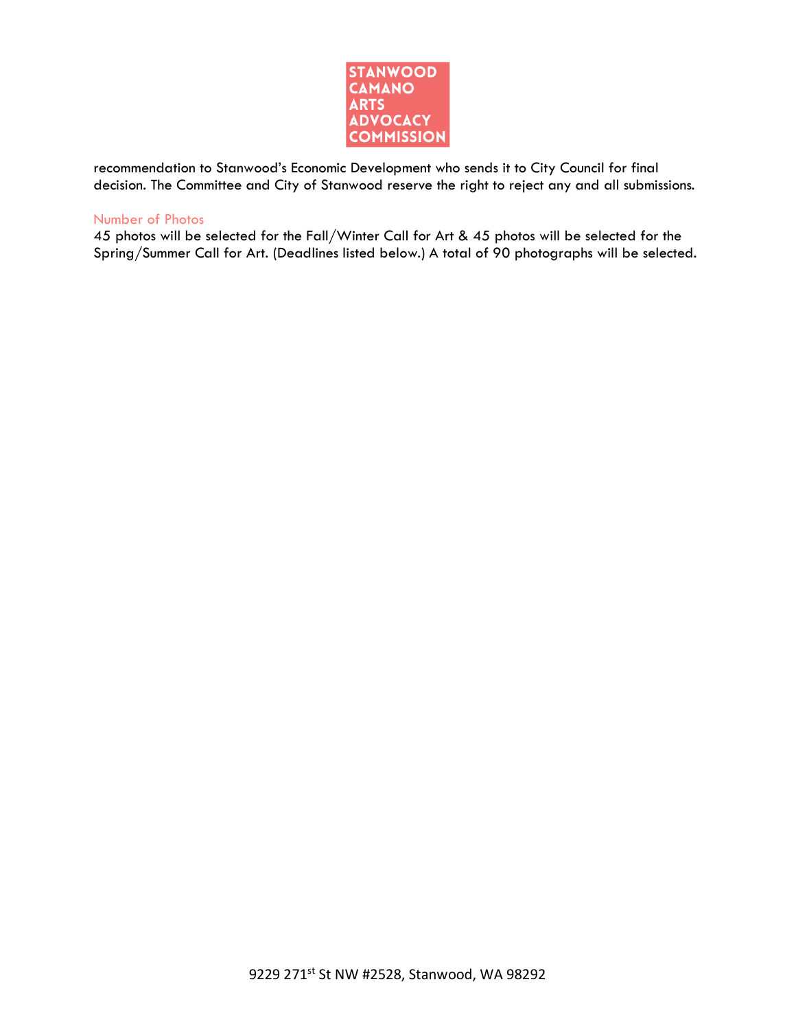recommendation to Stanwood's Economic Development who sends it to City Council for final decision. The Committee and City of Stanwood reserve the right to reject any and all submissions.

## Number of Photos

45 photos will be selected for the Fall/Winter Call for Art & 45 photos will be selected for the Spring/Summer Call for Art. (Deadlines listed below.) A total of 90 photographs will be selected.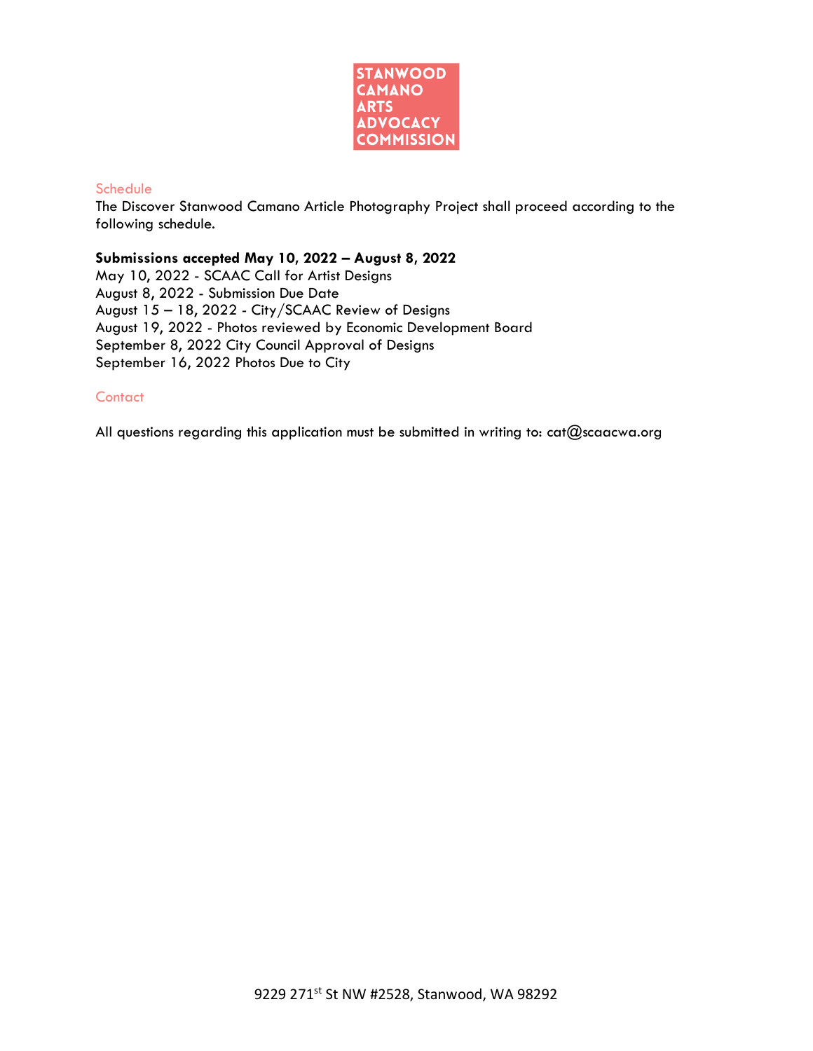STANWOOD CAMANO ARTS ADVOCACY COMMISSION

## Schedule

The Discover Stanwood Camano Article Photography Project shall proceed according to the following schedule.

**Submissions accepted May 10, 2022 – August 8, 2022**
May 10, 2022 - SCAAC Call for Artist Designs
August 8, 2022 - Submission Due Date
August 15 – 18, 2022 - City/SCAAC Review of Designs
August 19, 2022 - Photos reviewed by Economic Development Board
September 8, 2022 City Council Approval of Designs
September 16, 2022 Photos Due to City

## Contact

All questions regarding this application must be submitted in writing to: cat@scaacwa.org

9229 271st St NW #2528, Stanwood, WA 98292